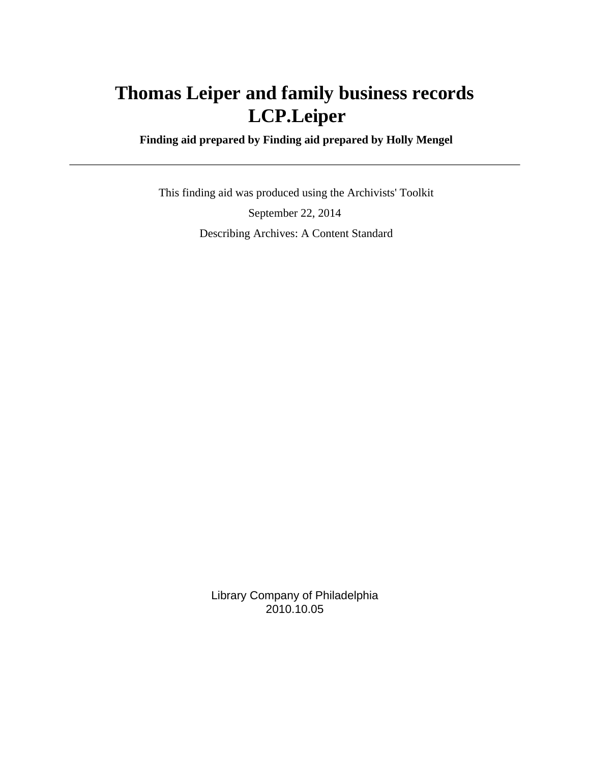# Thomas Leiper and family business records LCP.Leiper

**Finding aid prepared by Finding aid prepared by Holly Mengel**

---

This finding aid was produced using the Archivists' Toolkit

September 22, 2014

Describing Archives: A Content Standard

Library Company of Philadelphia
2010.10.05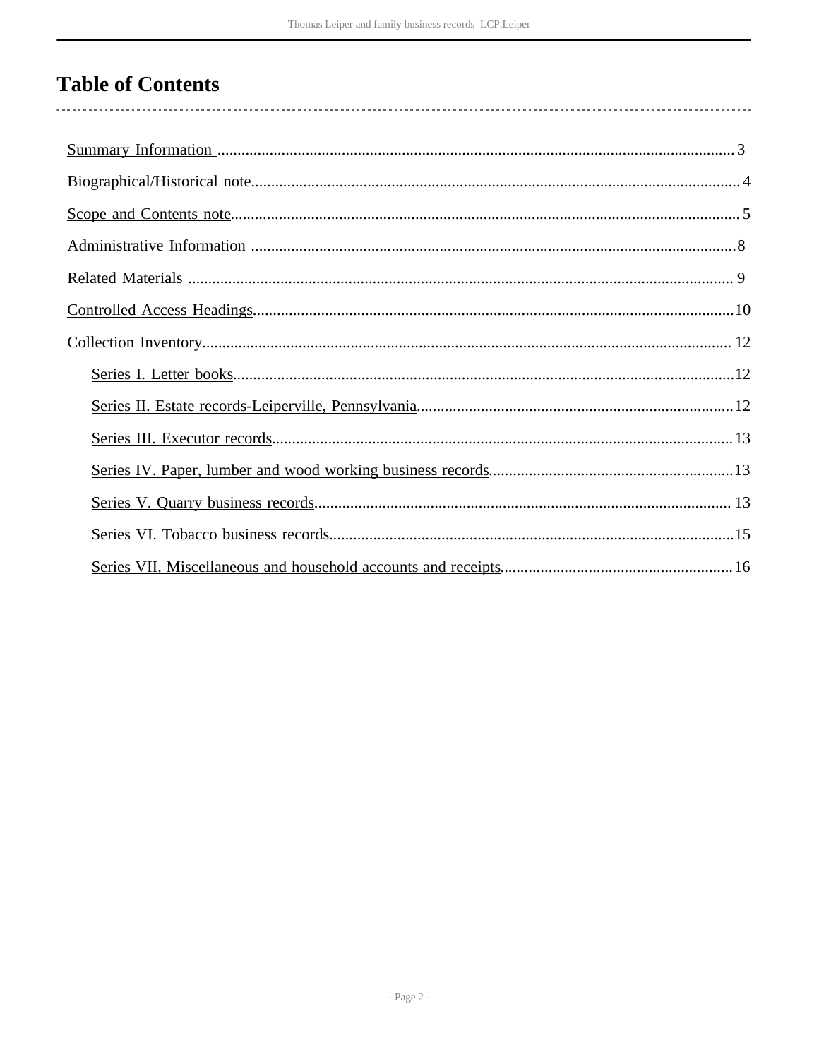# Table of Contents

- Summary Information .......... 3
- Biographical/Historical note .......... 4
- Scope and Contents note .......... 5
- Administrative Information .......... 8
- Related Materials .......... 9
- Controlled Access Headings .......... 10
- Collection Inventory .......... 12
  - Series I. Letter books .......... 12
  - Series II. Estate records-Leiperville, Pennsylvania .......... 12
  - Series III. Executor records .......... 13
  - Series IV. Paper, lumber and wood working business records .......... 13
  - Series V. Quarry business records .......... 13
  - Series VI. Tobacco business records .......... 15
  - Series VII. Miscellaneous and household accounts and receipts .......... 16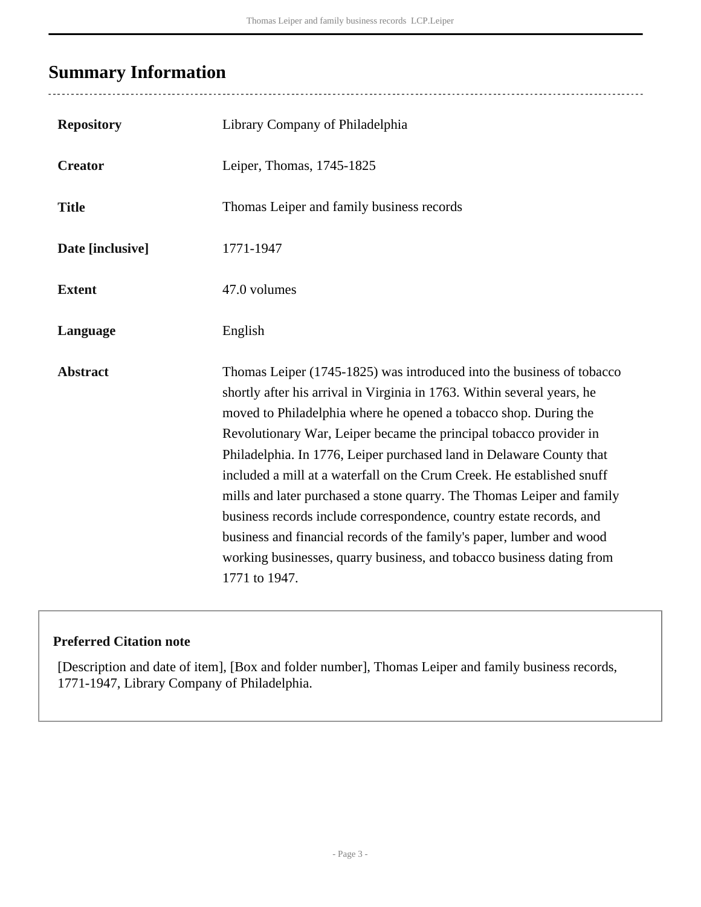## Summary Information

| | |
|---|---|
| **Repository** | Library Company of Philadelphia |
| **Creator** | Leiper, Thomas, 1745-1825 |
| **Title** | Thomas Leiper and family business records |
| **Date [inclusive]** | 1771-1947 |
| **Extent** | 47.0 volumes |
| **Language** | English |
| **Abstract** | Thomas Leiper (1745-1825) was introduced into the business of tobacco shortly after his arrival in Virginia in 1763. Within several years, he moved to Philadelphia where he opened a tobacco shop. During the Revolutionary War, Leiper became the principal tobacco provider in Philadelphia. In 1776, Leiper purchased land in Delaware County that included a mill at a waterfall on the Crum Creek. He established snuff mills and later purchased a stone quarry. The Thomas Leiper and family business records include correspondence, country estate records, and business and financial records of the family's paper, lumber and wood working businesses, quarry business, and tobacco business dating from 1771 to 1947. |

**Preferred Citation note**

[Description and date of item], [Box and folder number], Thomas Leiper and family business records, 1771-1947, Library Company of Philadelphia.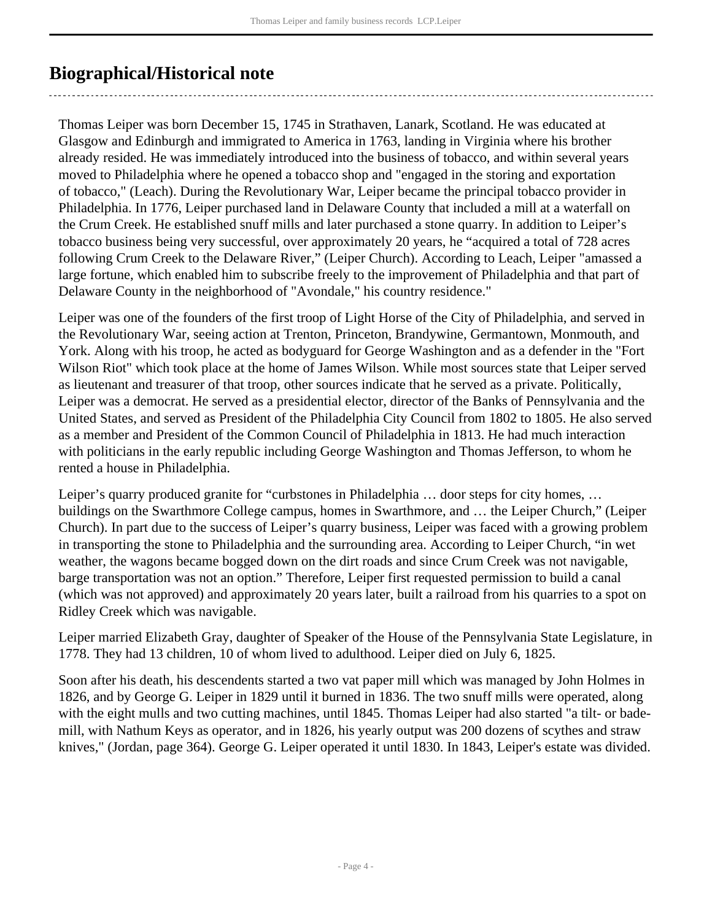## Biographical/Historical note

Thomas Leiper was born December 15, 1745 in Strathaven, Lanark, Scotland. He was educated at Glasgow and Edinburgh and immigrated to America in 1763, landing in Virginia where his brother already resided. He was immediately introduced into the business of tobacco, and within several years moved to Philadelphia where he opened a tobacco shop and "engaged in the storing and exportation of tobacco," (Leach). During the Revolutionary War, Leiper became the principal tobacco provider in Philadelphia. In 1776, Leiper purchased land in Delaware County that included a mill at a waterfall on the Crum Creek. He established snuff mills and later purchased a stone quarry. In addition to Leiper's tobacco business being very successful, over approximately 20 years, he "acquired a total of 728 acres following Crum Creek to the Delaware River," (Leiper Church). According to Leach, Leiper "amassed a large fortune, which enabled him to subscribe freely to the improvement of Philadelphia and that part of Delaware County in the neighborhood of "Avondale," his country residence."

Leiper was one of the founders of the first troop of Light Horse of the City of Philadelphia, and served in the Revolutionary War, seeing action at Trenton, Princeton, Brandywine, Germantown, Monmouth, and York. Along with his troop, he acted as bodyguard for George Washington and as a defender in the "Fort Wilson Riot" which took place at the home of James Wilson. While most sources state that Leiper served as lieutenant and treasurer of that troop, other sources indicate that he served as a private. Politically, Leiper was a democrat. He served as a presidential elector, director of the Banks of Pennsylvania and the United States, and served as President of the Philadelphia City Council from 1802 to 1805. He also served as a member and President of the Common Council of Philadelphia in 1813. He had much interaction with politicians in the early republic including George Washington and Thomas Jefferson, to whom he rented a house in Philadelphia.

Leiper's quarry produced granite for "curbstones in Philadelphia … door steps for city homes, … buildings on the Swarthmore College campus, homes in Swarthmore, and … the Leiper Church," (Leiper Church). In part due to the success of Leiper's quarry business, Leiper was faced with a growing problem in transporting the stone to Philadelphia and the surrounding area. According to Leiper Church, "in wet weather, the wagons became bogged down on the dirt roads and since Crum Creek was not navigable, barge transportation was not an option." Therefore, Leiper first requested permission to build a canal (which was not approved) and approximately 20 years later, built a railroad from his quarries to a spot on Ridley Creek which was navigable.

Leiper married Elizabeth Gray, daughter of Speaker of the House of the Pennsylvania State Legislature, in 1778. They had 13 children, 10 of whom lived to adulthood. Leiper died on July 6, 1825.

Soon after his death, his descendents started a two vat paper mill which was managed by John Holmes in 1826, and by George G. Leiper in 1829 until it burned in 1836. The two snuff mills were operated, along with the eight mulls and two cutting machines, until 1845. Thomas Leiper had also started "a tilt- or bade-mill, with Nathum Keys as operator, and in 1826, his yearly output was 200 dozens of scythes and straw knives," (Jordan, page 364). George G. Leiper operated it until 1830. In 1843, Leiper's estate was divided.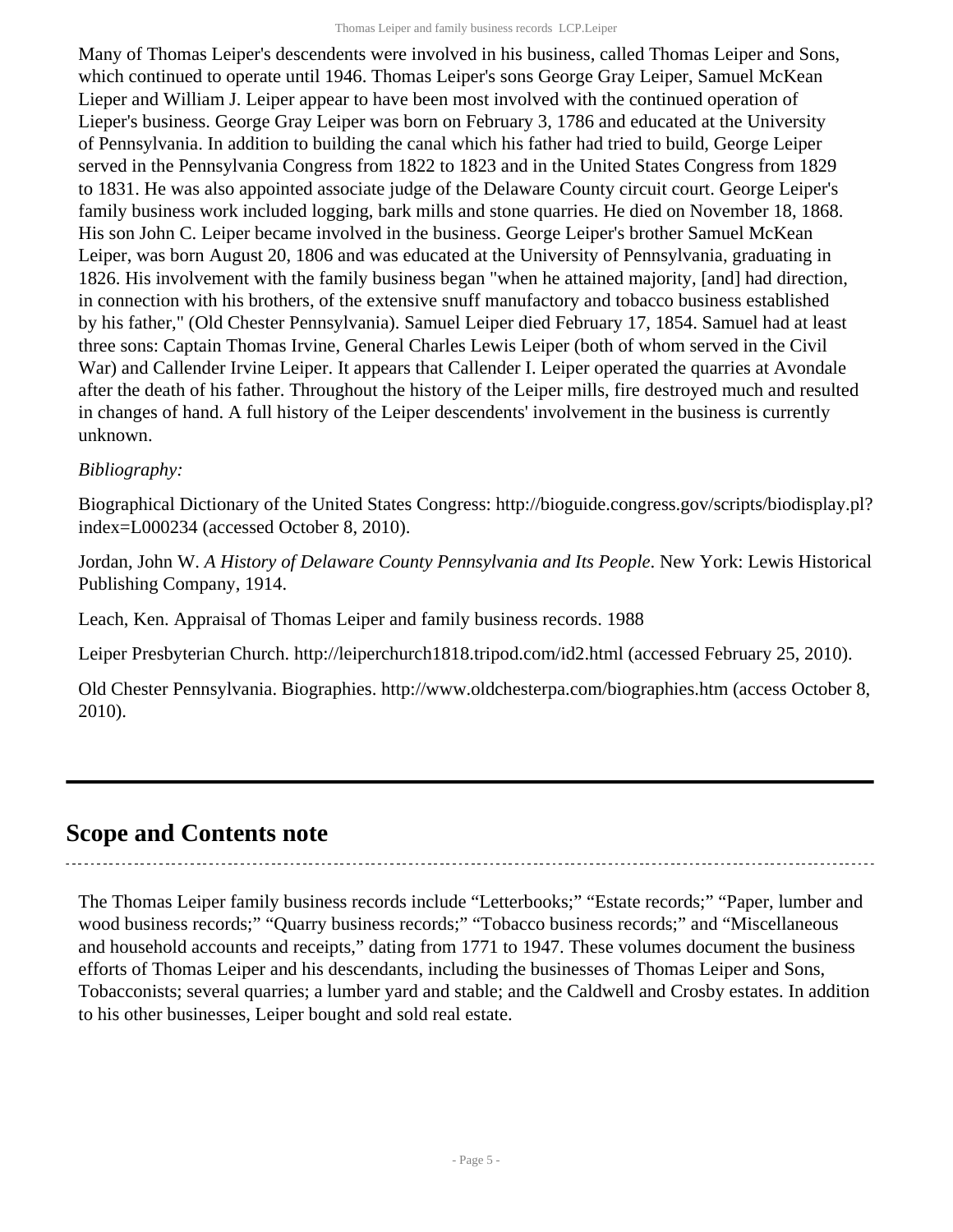Many of Thomas Leiper's descendents were involved in his business, called Thomas Leiper and Sons, which continued to operate until 1946. Thomas Leiper's sons George Gray Leiper, Samuel McKean Lieper and William J. Leiper appear to have been most involved with the continued operation of Lieper's business. George Gray Leiper was born on February 3, 1786 and educated at the University of Pennsylvania. In addition to building the canal which his father had tried to build, George Leiper served in the Pennsylvania Congress from 1822 to 1823 and in the United States Congress from 1829 to 1831. He was also appointed associate judge of the Delaware County circuit court. George Leiper's family business work included logging, bark mills and stone quarries. He died on November 18, 1868. His son John C. Leiper became involved in the business. George Leiper's brother Samuel McKean Leiper, was born August 20, 1806 and was educated at the University of Pennsylvania, graduating in 1826. His involvement with the family business began "when he attained majority, [and] had direction, in connection with his brothers, of the extensive snuff manufactory and tobacco business established by his father," (Old Chester Pennsylvania). Samuel Leiper died February 17, 1854. Samuel had at least three sons: Captain Thomas Irvine, General Charles Lewis Leiper (both of whom served in the Civil War) and Callender Irvine Leiper. It appears that Callender I. Leiper operated the quarries at Avondale after the death of his father. Throughout the history of the Leiper mills, fire destroyed much and resulted in changes of hand. A full history of the Leiper descendents' involvement in the business is currently unknown.

*Bibliography:*

Biographical Dictionary of the United States Congress: http://bioguide.congress.gov/scripts/biodisplay.pl?index=L000234 (accessed October 8, 2010).

Jordan, John W. *A History of Delaware County Pennsylvania and Its People*. New York: Lewis Historical Publishing Company, 1914.

Leach, Ken. Appraisal of Thomas Leiper and family business records. 1988

Leiper Presbyterian Church. http://leiperchurch1818.tripod.com/id2.html (accessed February 25, 2010).

Old Chester Pennsylvania. Biographies. http://www.oldchesterpa.com/biographies.htm (access October 8, 2010).

## Scope and Contents note

The Thomas Leiper family business records include "Letterbooks;" "Estate records;" "Paper, lumber and wood business records;" "Quarry business records;" "Tobacco business records;" and "Miscellaneous and household accounts and receipts," dating from 1771 to 1947. These volumes document the business efforts of Thomas Leiper and his descendants, including the businesses of Thomas Leiper and Sons, Tobacconists; several quarries; a lumber yard and stable; and the Caldwell and Crosby estates. In addition to his other businesses, Leiper bought and sold real estate.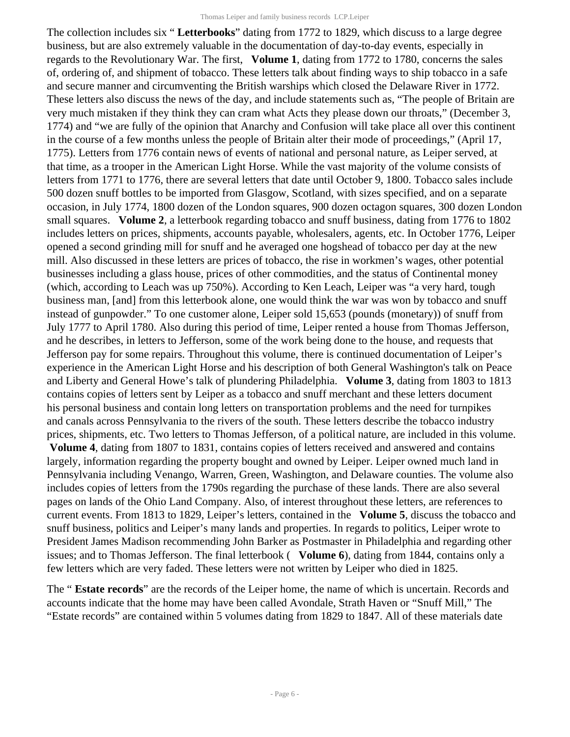The collection includes six " **Letterbooks**" dating from 1772 to 1829, which discuss to a large degree business, but are also extremely valuable in the documentation of day-to-day events, especially in regards to the Revolutionary War. The first, **Volume 1**, dating from 1772 to 1780, concerns the sales of, ordering of, and shipment of tobacco. These letters talk about finding ways to ship tobacco in a safe and secure manner and circumventing the British warships which closed the Delaware River in 1772. These letters also discuss the news of the day, and include statements such as, "The people of Britain are very much mistaken if they think they can cram what Acts they please down our throats," (December 3, 1774) and "we are fully of the opinion that Anarchy and Confusion will take place all over this continent in the course of a few months unless the people of Britain alter their mode of proceedings," (April 17, 1775). Letters from 1776 contain news of events of national and personal nature, as Leiper served, at that time, as a trooper in the American Light Horse. While the vast majority of the volume consists of letters from 1771 to 1776, there are several letters that date until October 9, 1800. Tobacco sales include 500 dozen snuff bottles to be imported from Glasgow, Scotland, with sizes specified, and on a separate occasion, in July 1774, 1800 dozen of the London squares, 900 dozen octagon squares, 300 dozen London small squares. **Volume 2**, a letterbook regarding tobacco and snuff business, dating from 1776 to 1802 includes letters on prices, shipments, accounts payable, wholesalers, agents, etc. In October 1776, Leiper opened a second grinding mill for snuff and he averaged one hogshead of tobacco per day at the new mill. Also discussed in these letters are prices of tobacco, the rise in workmen's wages, other potential businesses including a glass house, prices of other commodities, and the status of Continental money (which, according to Leach was up 750%). According to Ken Leach, Leiper was "a very hard, tough business man, [and] from this letterbook alone, one would think the war was won by tobacco and snuff instead of gunpowder." To one customer alone, Leiper sold 15,653 (pounds (monetary)) of snuff from July 1777 to April 1780. Also during this period of time, Leiper rented a house from Thomas Jefferson, and he describes, in letters to Jefferson, some of the work being done to the house, and requests that Jefferson pay for some repairs. Throughout this volume, there is continued documentation of Leiper's experience in the American Light Horse and his description of both General Washington's talk on Peace and Liberty and General Howe's talk of plundering Philadelphia. **Volume 3**, dating from 1803 to 1813 contains copies of letters sent by Leiper as a tobacco and snuff merchant and these letters document his personal business and contain long letters on transportation problems and the need for turnpikes and canals across Pennsylvania to the rivers of the south. These letters describe the tobacco industry prices, shipments, etc. Two letters to Thomas Jefferson, of a political nature, are included in this volume. **Volume 4**, dating from 1807 to 1831, contains copies of letters received and answered and contains largely, information regarding the property bought and owned by Leiper. Leiper owned much land in Pennsylvania including Venango, Warren, Green, Washington, and Delaware counties. The volume also includes copies of letters from the 1790s regarding the purchase of these lands. There are also several pages on lands of the Ohio Land Company. Also, of interest throughout these letters, are references to current events. From 1813 to 1829, Leiper's letters, contained in the **Volume 5**, discuss the tobacco and snuff business, politics and Leiper's many lands and properties. In regards to politics, Leiper wrote to President James Madison recommending John Barker as Postmaster in Philadelphia and regarding other issues; and to Thomas Jefferson. The final letterbook ( **Volume 6**), dating from 1844, contains only a few letters which are very faded. These letters were not written by Leiper who died in 1825.

The " **Estate records**" are the records of the Leiper home, the name of which is uncertain. Records and accounts indicate that the home may have been called Avondale, Strath Haven or "Snuff Mill," The "Estate records" are contained within 5 volumes dating from 1829 to 1847. All of these materials date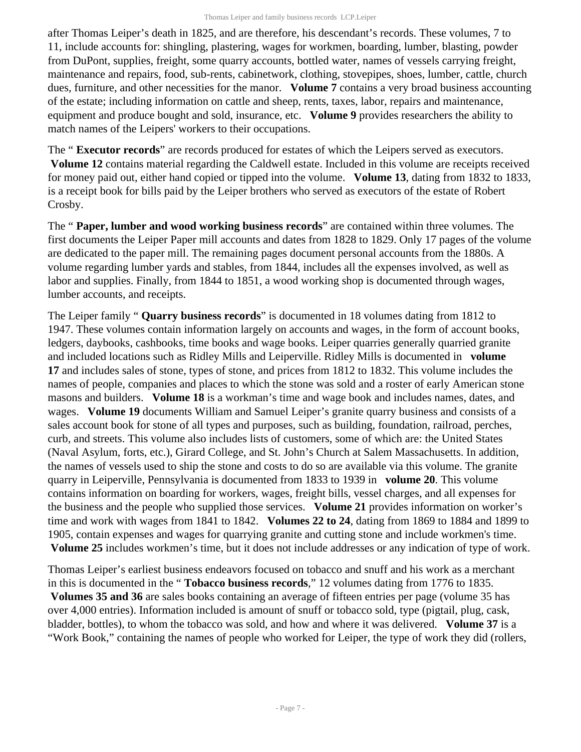after Thomas Leiper's death in 1825, and are therefore, his descendant's records. These volumes, 7 to 11, include accounts for: shingling, plastering, wages for workmen, boarding, lumber, blasting, powder from DuPont, supplies, freight, some quarry accounts, bottled water, names of vessels carrying freight, maintenance and repairs, food, sub-rents, cabinetwork, clothing, stovepipes, shoes, lumber, cattle, church dues, furniture, and other necessities for the manor. **Volume 7** contains a very broad business accounting of the estate; including information on cattle and sheep, rents, taxes, labor, repairs and maintenance, equipment and produce bought and sold, insurance, etc. **Volume 9** provides researchers the ability to match names of the Leipers' workers to their occupations.

The " **Executor records**" are records produced for estates of which the Leipers served as executors. **Volume 12** contains material regarding the Caldwell estate. Included in this volume are receipts received for money paid out, either hand copied or tipped into the volume. **Volume 13**, dating from 1832 to 1833, is a receipt book for bills paid by the Leiper brothers who served as executors of the estate of Robert Crosby.

The " **Paper, lumber and wood working business records**" are contained within three volumes. The first documents the Leiper Paper mill accounts and dates from 1828 to 1829. Only 17 pages of the volume are dedicated to the paper mill. The remaining pages document personal accounts from the 1880s. A volume regarding lumber yards and stables, from 1844, includes all the expenses involved, as well as labor and supplies. Finally, from 1844 to 1851, a wood working shop is documented through wages, lumber accounts, and receipts.

The Leiper family " **Quarry business records**" is documented in 18 volumes dating from 1812 to 1947. These volumes contain information largely on accounts and wages, in the form of account books, ledgers, daybooks, cashbooks, time books and wage books. Leiper quarries generally quarried granite and included locations such as Ridley Mills and Leiperville. Ridley Mills is documented in **volume 17** and includes sales of stone, types of stone, and prices from 1812 to 1832. This volume includes the names of people, companies and places to which the stone was sold and a roster of early American stone masons and builders. **Volume 18** is a workman's time and wage book and includes names, dates, and wages. **Volume 19** documents William and Samuel Leiper's granite quarry business and consists of a sales account book for stone of all types and purposes, such as building, foundation, railroad, perches, curb, and streets. This volume also includes lists of customers, some of which are: the United States (Naval Asylum, forts, etc.), Girard College, and St. John's Church at Salem Massachusetts. In addition, the names of vessels used to ship the stone and costs to do so are available via this volume. The granite quarry in Leiperville, Pennsylvania is documented from 1833 to 1939 in **volume 20**. This volume contains information on boarding for workers, wages, freight bills, vessel charges, and all expenses for the business and the people who supplied those services. **Volume 21** provides information on worker's time and work with wages from 1841 to 1842. **Volumes 22 to 24**, dating from 1869 to 1884 and 1899 to 1905, contain expenses and wages for quarrying granite and cutting stone and include workmen's time. **Volume 25** includes workmen's time, but it does not include addresses or any indication of type of work.

Thomas Leiper's earliest business endeavors focused on tobacco and snuff and his work as a merchant in this is documented in the " **Tobacco business records**," 12 volumes dating from 1776 to 1835. **Volumes 35 and 36** are sales books containing an average of fifteen entries per page (volume 35 has over 4,000 entries). Information included is amount of snuff or tobacco sold, type (pigtail, plug, cask, bladder, bottles), to whom the tobacco was sold, and how and where it was delivered. **Volume 37** is a "Work Book," containing the names of people who worked for Leiper, the type of work they did (rollers,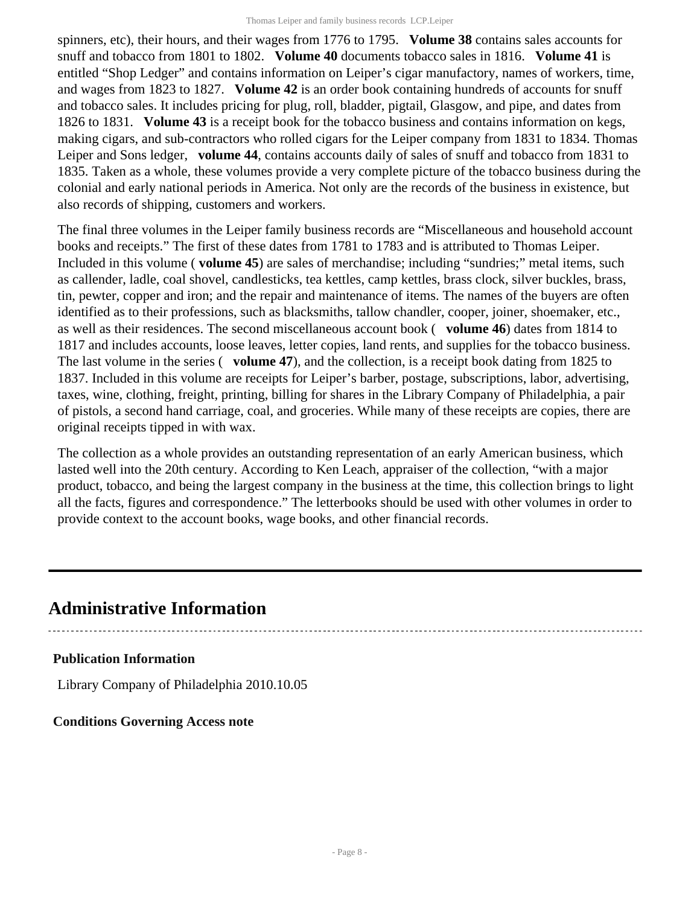spinners, etc), their hours, and their wages from 1776 to 1795. **Volume 38** contains sales accounts for snuff and tobacco from 1801 to 1802. **Volume 40** documents tobacco sales in 1816. **Volume 41** is entitled "Shop Ledger" and contains information on Leiper's cigar manufactory, names of workers, time, and wages from 1823 to 1827. **Volume 42** is an order book containing hundreds of accounts for snuff and tobacco sales. It includes pricing for plug, roll, bladder, pigtail, Glasgow, and pipe, and dates from 1826 to 1831. **Volume 43** is a receipt book for the tobacco business and contains information on kegs, making cigars, and sub-contractors who rolled cigars for the Leiper company from 1831 to 1834. Thomas Leiper and Sons ledger, **volume 44**, contains accounts daily of sales of snuff and tobacco from 1831 to 1835. Taken as a whole, these volumes provide a very complete picture of the tobacco business during the colonial and early national periods in America. Not only are the records of the business in existence, but also records of shipping, customers and workers.

The final three volumes in the Leiper family business records are "Miscellaneous and household account books and receipts." The first of these dates from 1781 to 1783 and is attributed to Thomas Leiper. Included in this volume ( **volume 45**) are sales of merchandise; including "sundries;" metal items, such as callender, ladle, coal shovel, candlesticks, tea kettles, camp kettles, brass clock, silver buckles, brass, tin, pewter, copper and iron; and the repair and maintenance of items. The names of the buyers are often identified as to their professions, such as blacksmiths, tallow chandler, cooper, joiner, shoemaker, etc., as well as their residences. The second miscellaneous account book ( **volume 46**) dates from 1814 to 1817 and includes accounts, loose leaves, letter copies, land rents, and supplies for the tobacco business. The last volume in the series ( **volume 47**), and the collection, is a receipt book dating from 1825 to 1837. Included in this volume are receipts for Leiper's barber, postage, subscriptions, labor, advertising, taxes, wine, clothing, freight, printing, billing for shares in the Library Company of Philadelphia, a pair of pistols, a second hand carriage, coal, and groceries. While many of these receipts are copies, there are original receipts tipped in with wax.

The collection as a whole provides an outstanding representation of an early American business, which lasted well into the 20th century. According to Ken Leach, appraiser of the collection, "with a major product, tobacco, and being the largest company in the business at the time, this collection brings to light all the facts, figures and correspondence." The letterbooks should be used with other volumes in order to provide context to the account books, wage books, and other financial records.

## Administrative Information

### Publication Information

Library Company of Philadelphia 2010.10.05

### Conditions Governing Access note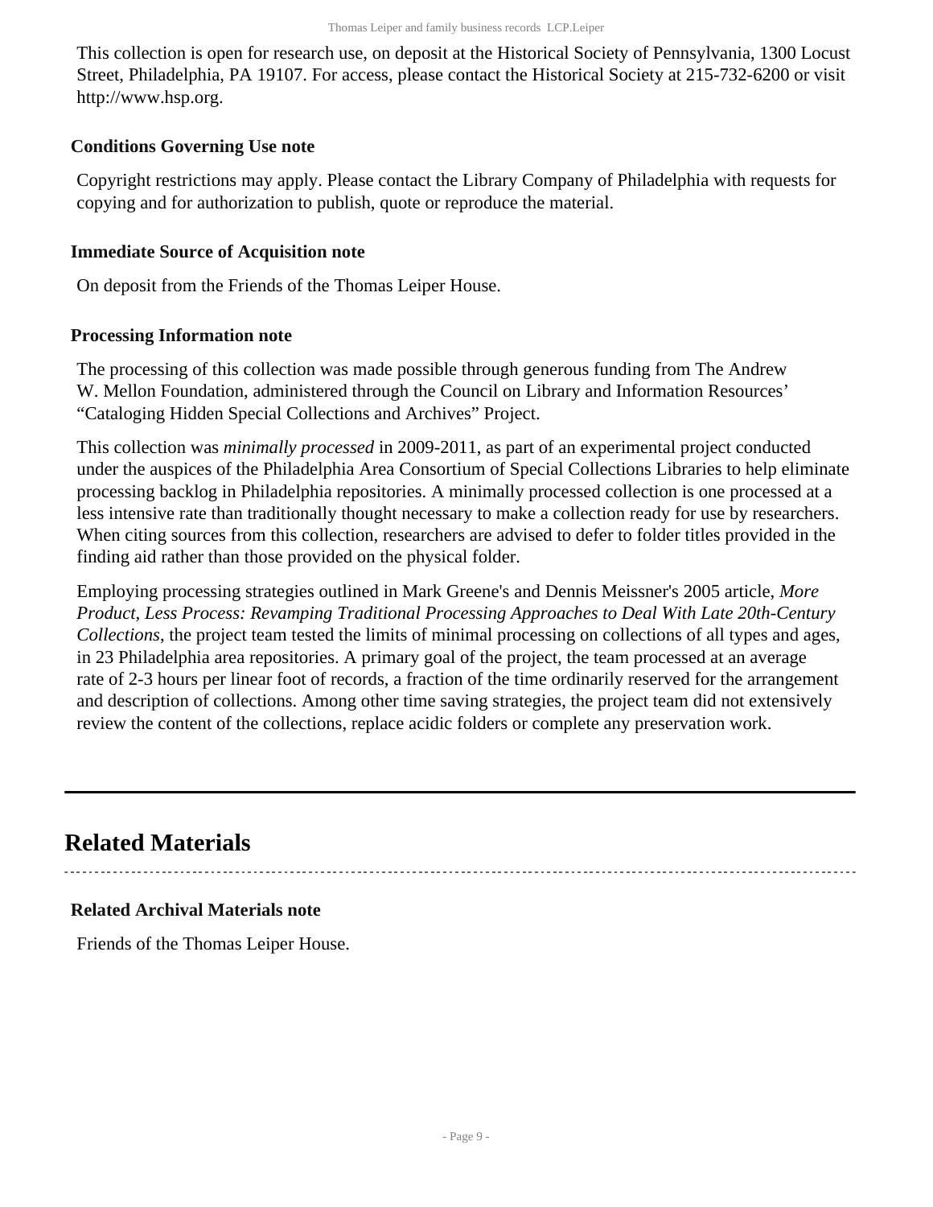This collection is open for research use, on deposit at the Historical Society of Pennsylvania, 1300 Locust Street, Philadelphia, PA 19107. For access, please contact the Historical Society at 215-732-6200 or visit http://www.hsp.org.

**Conditions Governing Use note**

Copyright restrictions may apply. Please contact the Library Company of Philadelphia with requests for copying and for authorization to publish, quote or reproduce the material.

**Immediate Source of Acquisition note**

On deposit from the Friends of the Thomas Leiper House.

**Processing Information note**

The processing of this collection was made possible through generous funding from The Andrew W. Mellon Foundation, administered through the Council on Library and Information Resources' "Cataloging Hidden Special Collections and Archives" Project.

This collection was *minimally processed* in 2009-2011, as part of an experimental project conducted under the auspices of the Philadelphia Area Consortium of Special Collections Libraries to help eliminate processing backlog in Philadelphia repositories. A minimally processed collection is one processed at a less intensive rate than traditionally thought necessary to make a collection ready for use by researchers. When citing sources from this collection, researchers are advised to defer to folder titles provided in the finding aid rather than those provided on the physical folder.

Employing processing strategies outlined in Mark Greene's and Dennis Meissner's 2005 article, *More Product, Less Process: Revamping Traditional Processing Approaches to Deal With Late 20th-Century Collections*, the project team tested the limits of minimal processing on collections of all types and ages, in 23 Philadelphia area repositories. A primary goal of the project, the team processed at an average rate of 2-3 hours per linear foot of records, a fraction of the time ordinarily reserved for the arrangement and description of collections. Among other time saving strategies, the project team did not extensively review the content of the collections, replace acidic folders or complete any preservation work.

## Related Materials

**Related Archival Materials note**

Friends of the Thomas Leiper House.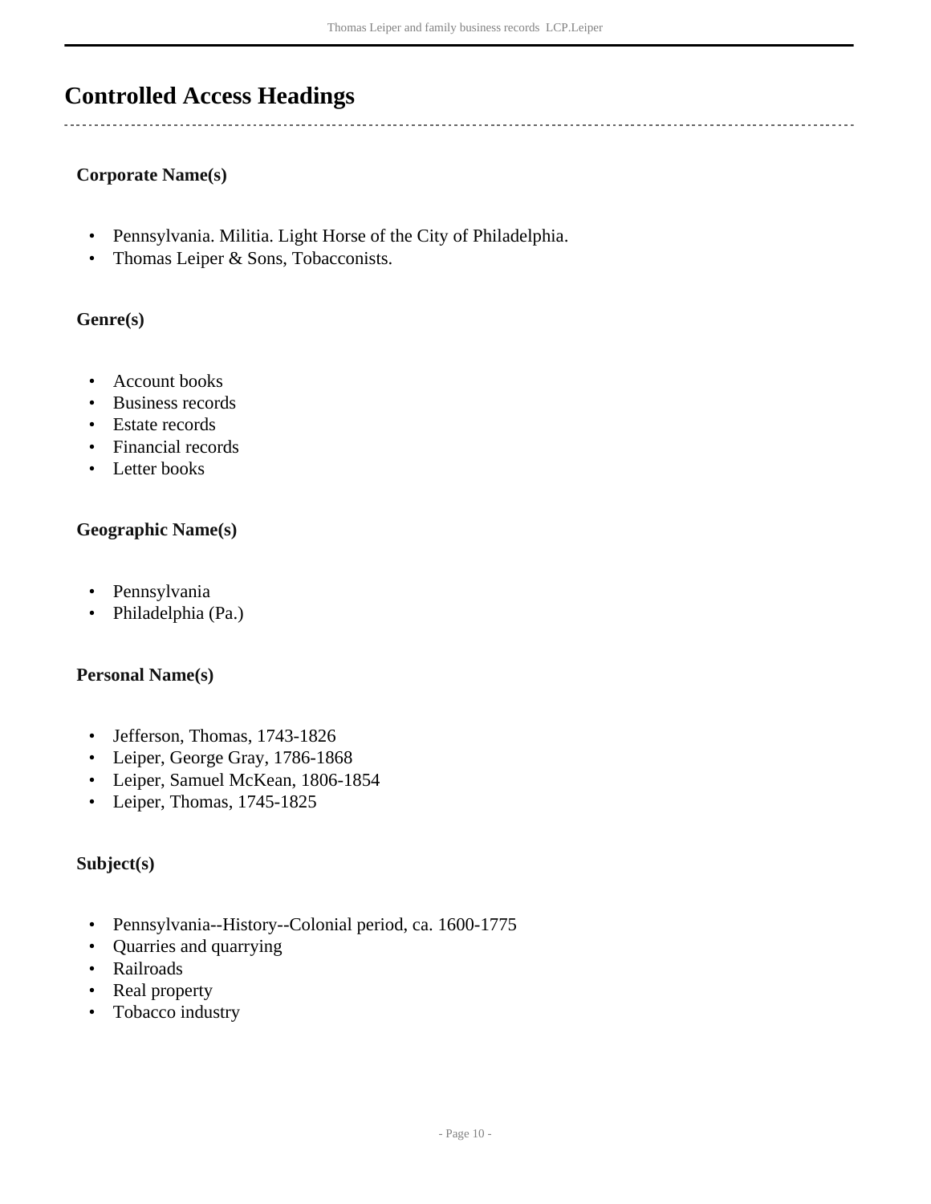## Controlled Access Headings

### Corporate Name(s)

- Pennsylvania. Militia. Light Horse of the City of Philadelphia.
- Thomas Leiper & Sons, Tobacconists.

### Genre(s)

- Account books
- Business records
- Estate records
- Financial records
- Letter books

### Geographic Name(s)

- Pennsylvania
- Philadelphia (Pa.)

### Personal Name(s)

- Jefferson, Thomas, 1743-1826
- Leiper, George Gray, 1786-1868
- Leiper, Samuel McKean, 1806-1854
- Leiper, Thomas, 1745-1825

### Subject(s)

- Pennsylvania--History--Colonial period, ca. 1600-1775
- Quarries and quarrying
- Railroads
- Real property
- Tobacco industry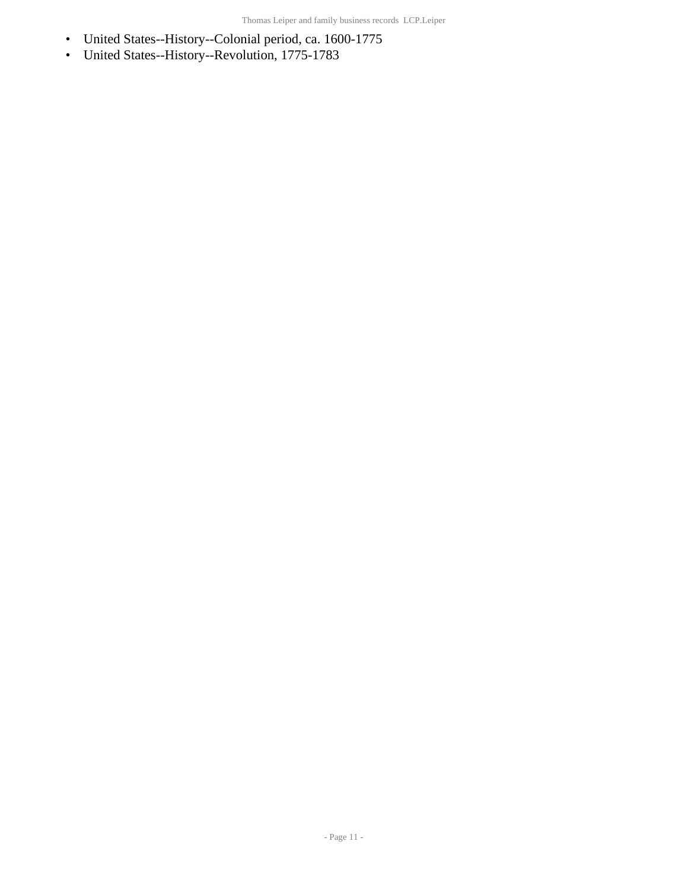- United States--History--Colonial period, ca. 1600-1775
- United States--History--Revolution, 1775-1783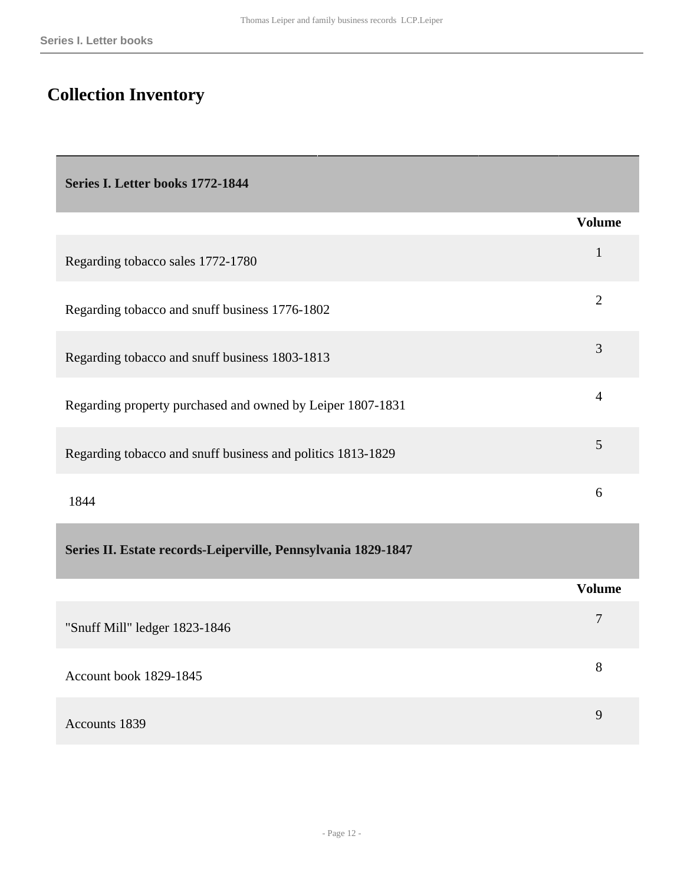# Collection Inventory

| Series I. Letter books 1772-1844 | |
|---|---|
| | **Volume** |
| Regarding tobacco sales 1772-1780 | 1 |
| Regarding tobacco and snuff business 1776-1802 | 2 |
| Regarding tobacco and snuff business 1803-1813 | 3 |
| Regarding property purchased and owned by Leiper 1807-1831 | 4 |
| Regarding tobacco and snuff business and politics 1813-1829 | 5 |
| 1844 | 6 |

| Series II. Estate records-Leiperville, Pennsylvania 1829-1847 | |
|---|---|
| | **Volume** |
| "Snuff Mill" ledger 1823-1846 | 7 |
| Account book 1829-1845 | 8 |
| Accounts 1839 | 9 |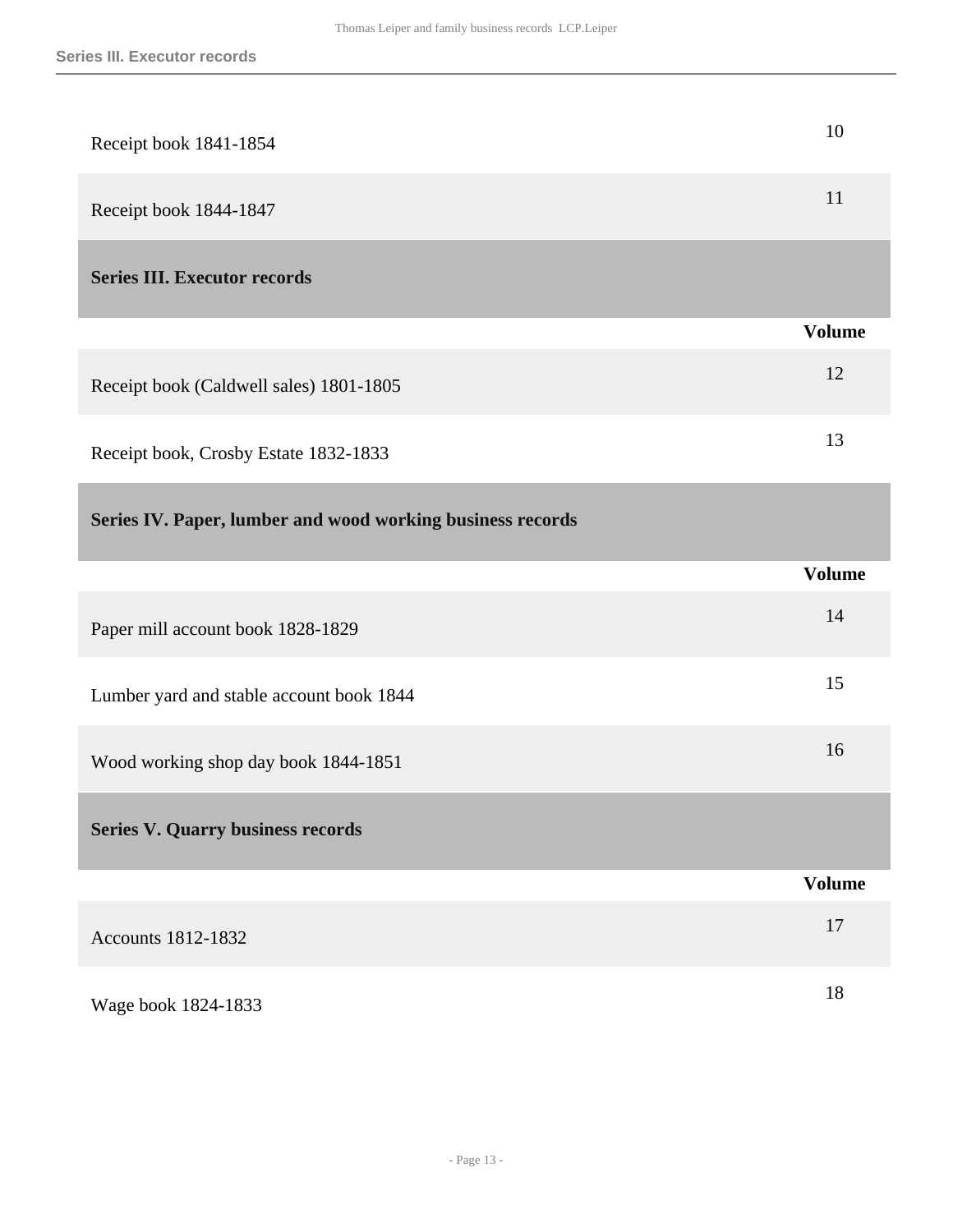| | |
|---|---|
| Receipt book 1841-1854 | 10 |
| Receipt book 1844-1847 | 11 |

## Series III. Executor records

| | Volume |
|---|---|
| Receipt book (Caldwell sales) 1801-1805 | 12 |
| Receipt book, Crosby Estate 1832-1833 | 13 |

## Series IV. Paper, lumber and wood working business records

| | Volume |
|---|---|
| Paper mill account book 1828-1829 | 14 |
| Lumber yard and stable account book 1844 | 15 |
| Wood working shop day book 1844-1851 | 16 |

## Series V. Quarry business records

| | Volume |
|---|---|
| Accounts 1812-1832 | 17 |
| Wage book 1824-1833 | 18 |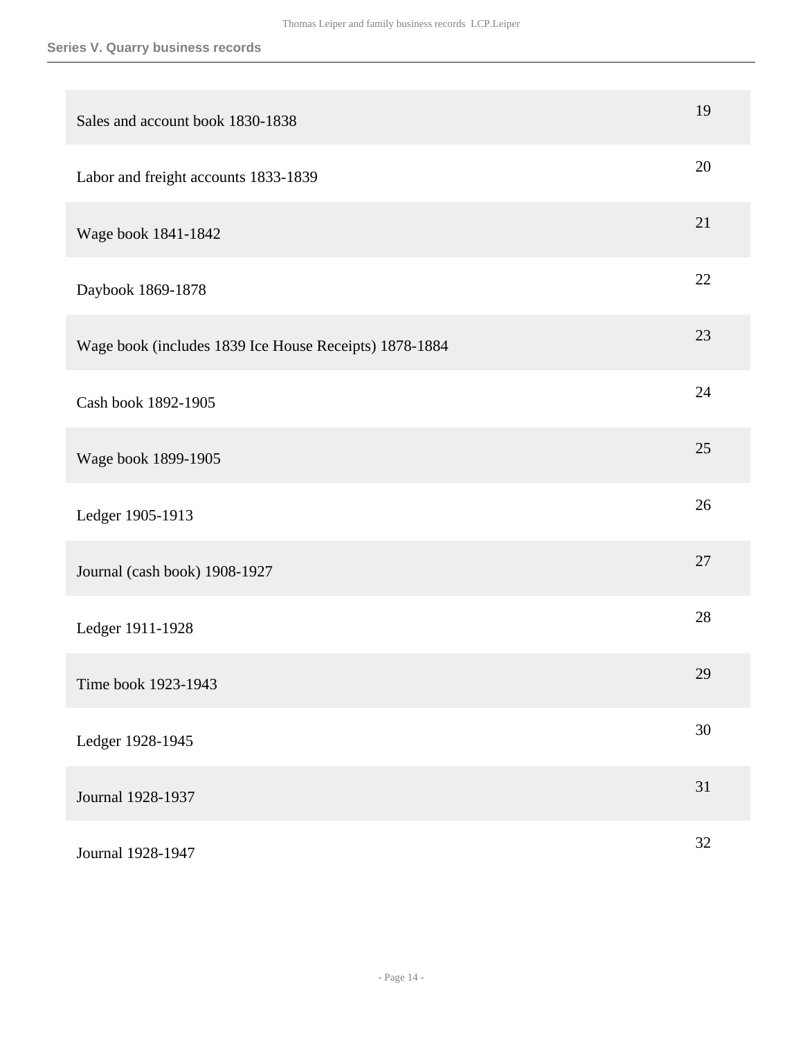| | |
|---|---|
| Sales and account book 1830-1838 | 19 |
| Labor and freight accounts 1833-1839 | 20 |
| Wage book 1841-1842 | 21 |
| Daybook 1869-1878 | 22 |
| Wage book (includes 1839 Ice House Receipts) 1878-1884 | 23 |
| Cash book 1892-1905 | 24 |
| Wage book 1899-1905 | 25 |
| Ledger 1905-1913 | 26 |
| Journal (cash book) 1908-1927 | 27 |
| Ledger 1911-1928 | 28 |
| Time book 1923-1943 | 29 |
| Ledger 1928-1945 | 30 |
| Journal 1928-1937 | 31 |
| Journal 1928-1947 | 32 |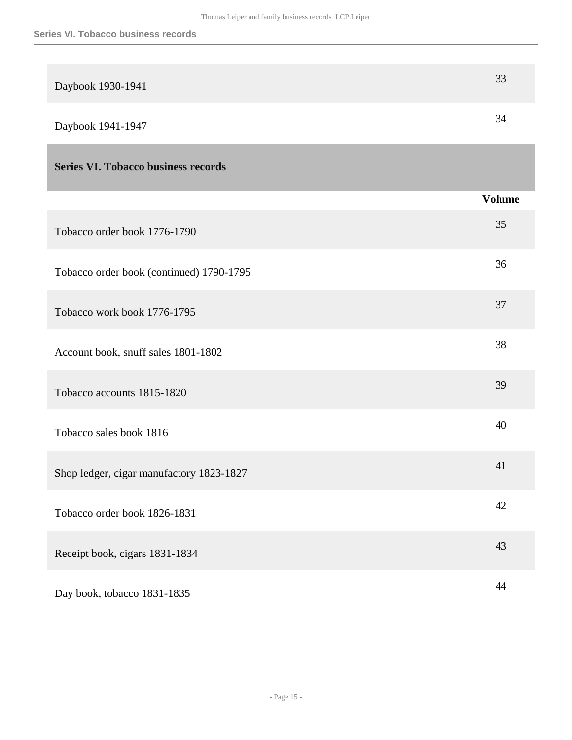| | |
|---|---|
| Daybook 1930-1941 | 33 |
| Daybook 1941-1947 | 34 |

## Series VI. Tobacco business records

| | Volume |
|---|---|
| Tobacco order book 1776-1790 | 35 |
| Tobacco order book (continued) 1790-1795 | 36 |
| Tobacco work book 1776-1795 | 37 |
| Account book, snuff sales 1801-1802 | 38 |
| Tobacco accounts 1815-1820 | 39 |
| Tobacco sales book 1816 | 40 |
| Shop ledger, cigar manufactory 1823-1827 | 41 |
| Tobacco order book 1826-1831 | 42 |
| Receipt book, cigars 1831-1834 | 43 |
| Day book, tobacco 1831-1835 | 44 |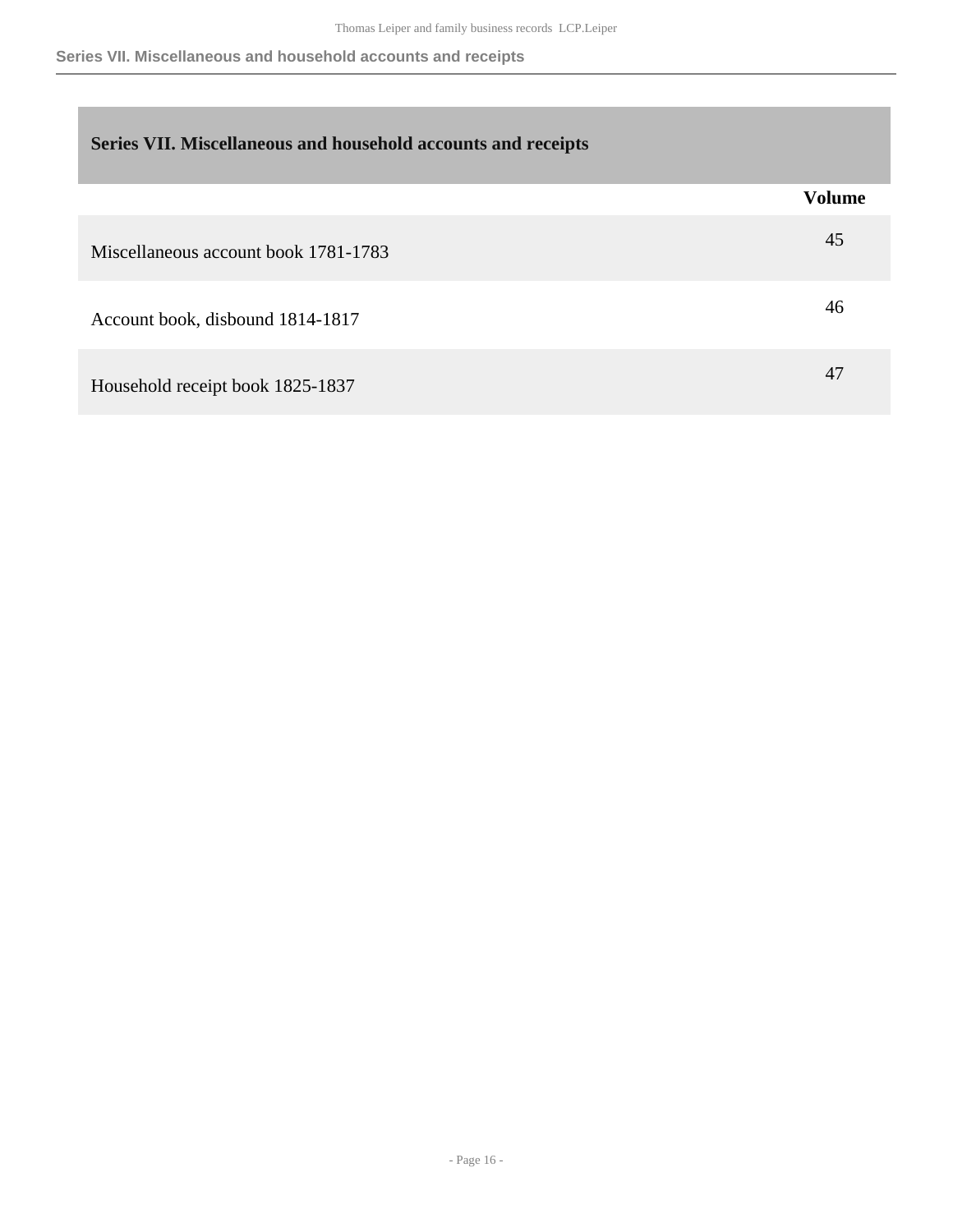## Series VII. Miscellaneous and household accounts and receipts

| | Volume |
|---|---|
| Miscellaneous account book 1781-1783 | 45 |
| Account book, disbound 1814-1817 | 46 |
| Household receipt book 1825-1837 | 47 |